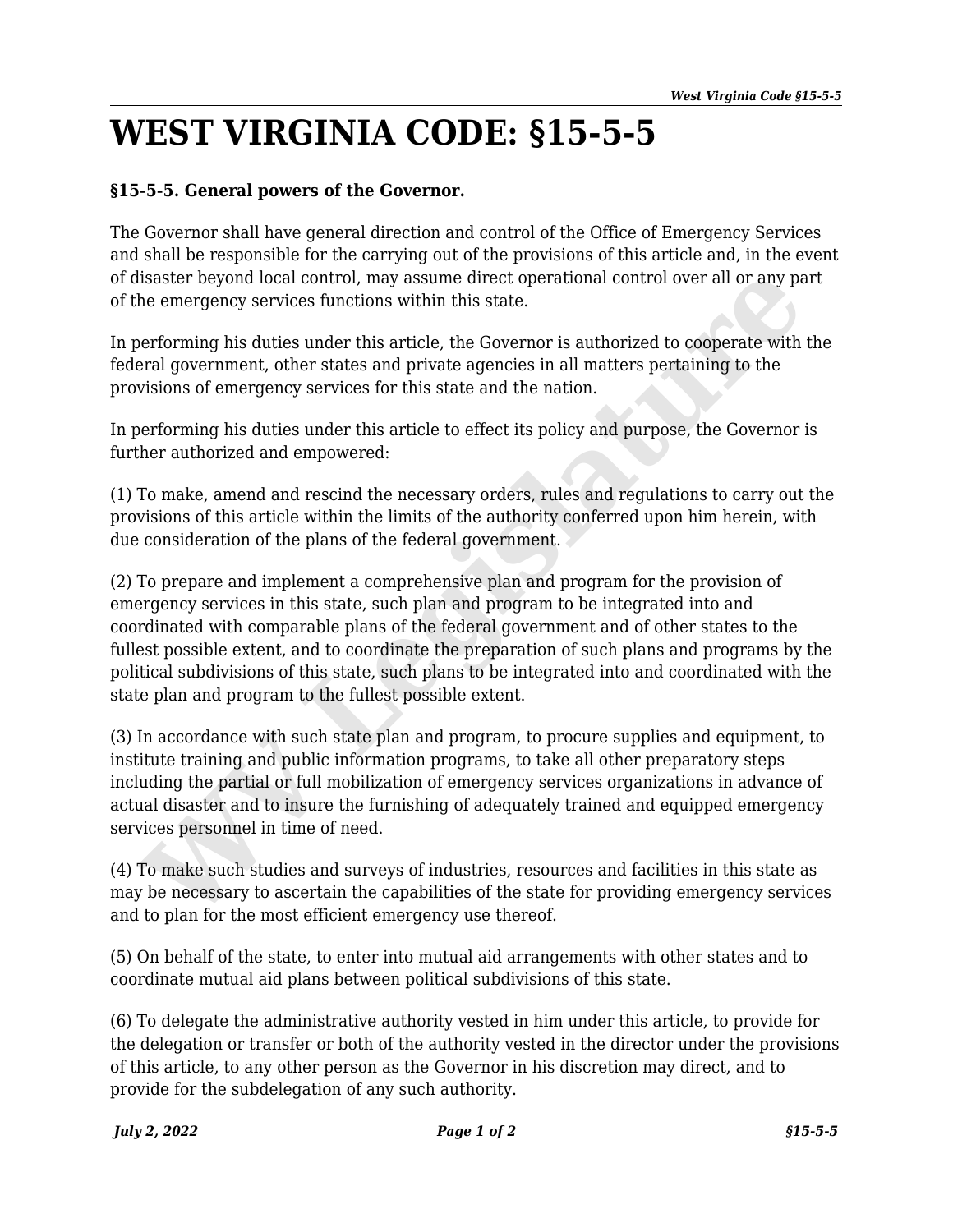# WEST VIRGINIA CODE: §15-5-5

**§15-5-5. General powers of the Governor.**

The Governor shall have general direction and control of the Office of Emergency Services and shall be responsible for the carrying out of the provisions of this article and, in the event of disaster beyond local control, may assume direct operational control over all or any part of the emergency services functions within this state.

In performing his duties under this article, the Governor is authorized to cooperate with the federal government, other states and private agencies in all matters pertaining to the provisions of emergency services for this state and the nation.

In performing his duties under this article to effect its policy and purpose, the Governor is further authorized and empowered:

(1) To make, amend and rescind the necessary orders, rules and regulations to carry out the provisions of this article within the limits of the authority conferred upon him herein, with due consideration of the plans of the federal government.

(2) To prepare and implement a comprehensive plan and program for the provision of emergency services in this state, such plan and program to be integrated into and coordinated with comparable plans of the federal government and of other states to the fullest possible extent, and to coordinate the preparation of such plans and programs by the political subdivisions of this state, such plans to be integrated into and coordinated with the state plan and program to the fullest possible extent.

(3) In accordance with such state plan and program, to procure supplies and equipment, to institute training and public information programs, to take all other preparatory steps including the partial or full mobilization of emergency services organizations in advance of actual disaster and to insure the furnishing of adequately trained and equipped emergency services personnel in time of need.

(4) To make such studies and surveys of industries, resources and facilities in this state as may be necessary to ascertain the capabilities of the state for providing emergency services and to plan for the most efficient emergency use thereof.

(5) On behalf of the state, to enter into mutual aid arrangements with other states and to coordinate mutual aid plans between political subdivisions of this state.

(6) To delegate the administrative authority vested in him under this article, to provide for the delegation or transfer or both of the authority vested in the director under the provisions of this article, to any other person as the Governor in his discretion may direct, and to provide for the subdelegation of any such authority.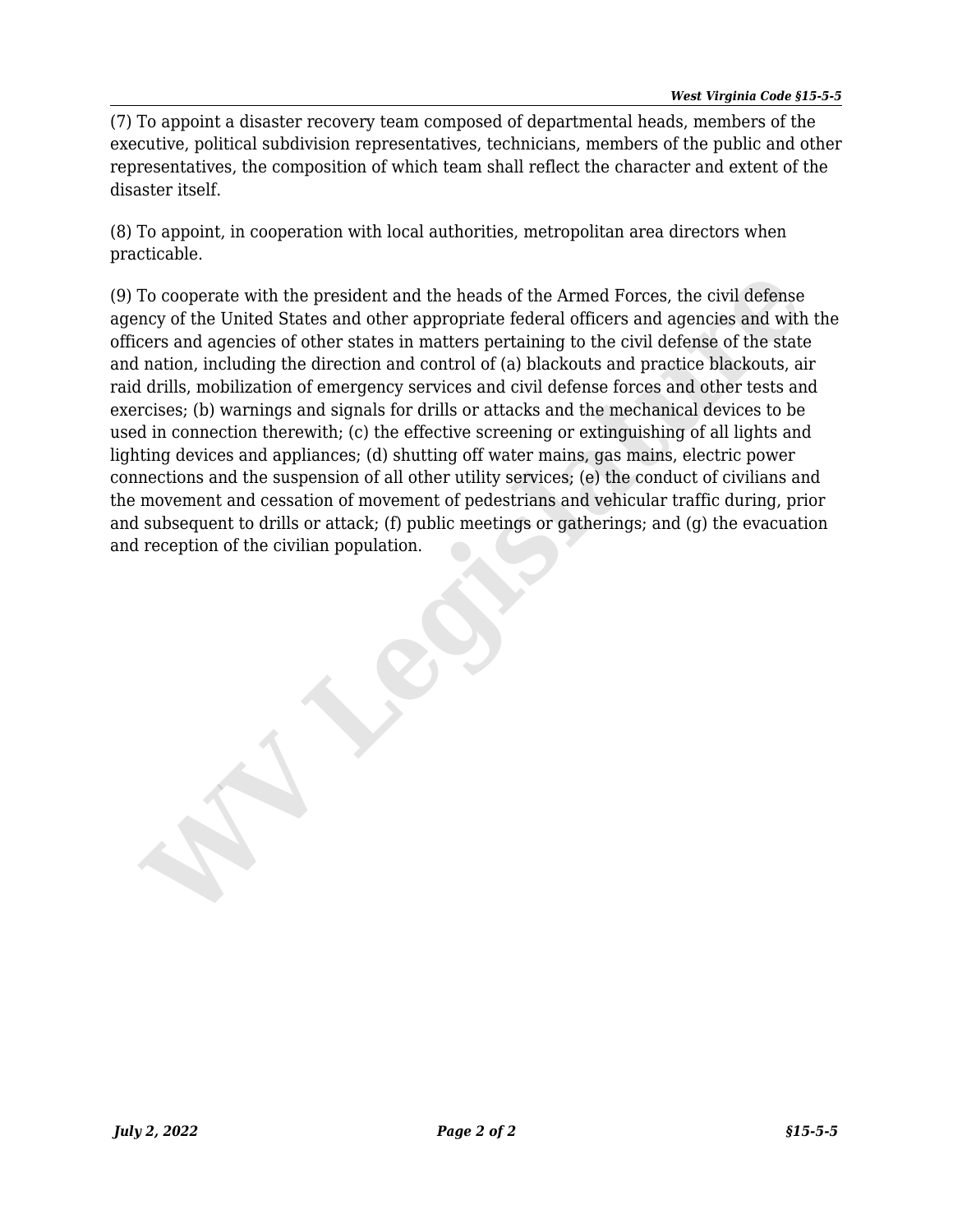(7) To appoint a disaster recovery team composed of departmental heads, members of the executive, political subdivision representatives, technicians, members of the public and other representatives, the composition of which team shall reflect the character and extent of the disaster itself.

(8) To appoint, in cooperation with local authorities, metropolitan area directors when practicable.

(9) To cooperate with the president and the heads of the Armed Forces, the civil defense agency of the United States and other appropriate federal officers and agencies and with the officers and agencies of other states in matters pertaining to the civil defense of the state and nation, including the direction and control of (a) blackouts and practice blackouts, air raid drills, mobilization of emergency services and civil defense forces and other tests and exercises; (b) warnings and signals for drills or attacks and the mechanical devices to be used in connection therewith; (c) the effective screening or extinguishing of all lights and lighting devices and appliances; (d) shutting off water mains, gas mains, electric power connections and the suspension of all other utility services; (e) the conduct of civilians and the movement and cessation of movement of pedestrians and vehicular traffic during, prior and subsequent to drills or attack; (f) public meetings or gatherings; and (g) the evacuation and reception of the civilian population.